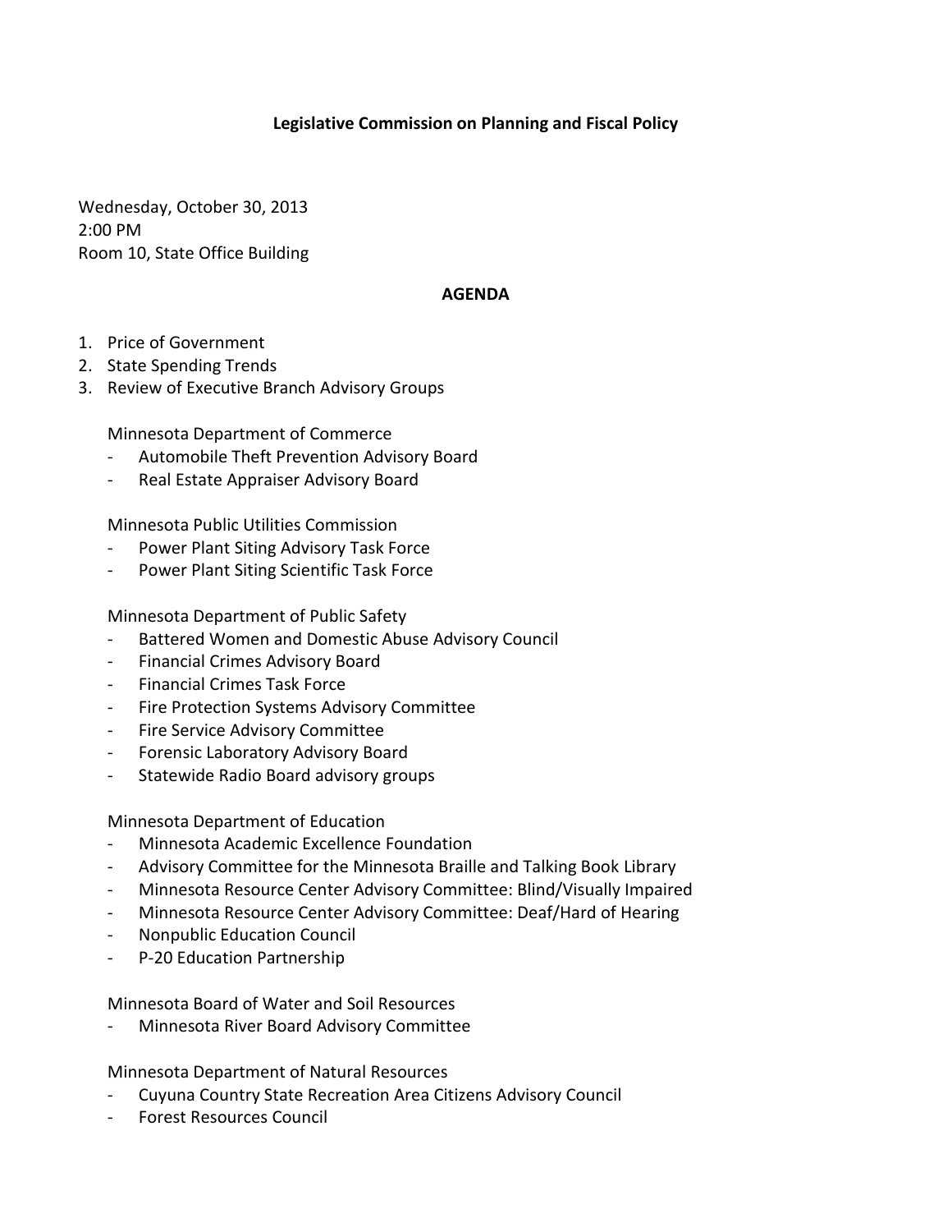# Legislative Commission on Planning and Fiscal Policy

Wednesday, October 30, 2013
2:00 PM
Room 10, State Office Building

## AGENDA

1. Price of Government
2. State Spending Trends
3. Review of Executive Branch Advisory Groups

   Minnesota Department of Commerce
   - Automobile Theft Prevention Advisory Board
   - Real Estate Appraiser Advisory Board

   Minnesota Public Utilities Commission
   - Power Plant Siting Advisory Task Force
   - Power Plant Siting Scientific Task Force

   Minnesota Department of Public Safety
   - Battered Women and Domestic Abuse Advisory Council
   - Financial Crimes Advisory Board
   - Financial Crimes Task Force
   - Fire Protection Systems Advisory Committee
   - Fire Service Advisory Committee
   - Forensic Laboratory Advisory Board
   - Statewide Radio Board advisory groups

   Minnesota Department of Education
   - Minnesota Academic Excellence Foundation
   - Advisory Committee for the Minnesota Braille and Talking Book Library
   - Minnesota Resource Center Advisory Committee: Blind/Visually Impaired
   - Minnesota Resource Center Advisory Committee: Deaf/Hard of Hearing
   - Nonpublic Education Council
   - P-20 Education Partnership

   Minnesota Board of Water and Soil Resources
   - Minnesota River Board Advisory Committee

   Minnesota Department of Natural Resources
   - Cuyuna Country State Recreation Area Citizens Advisory Council
   - Forest Resources Council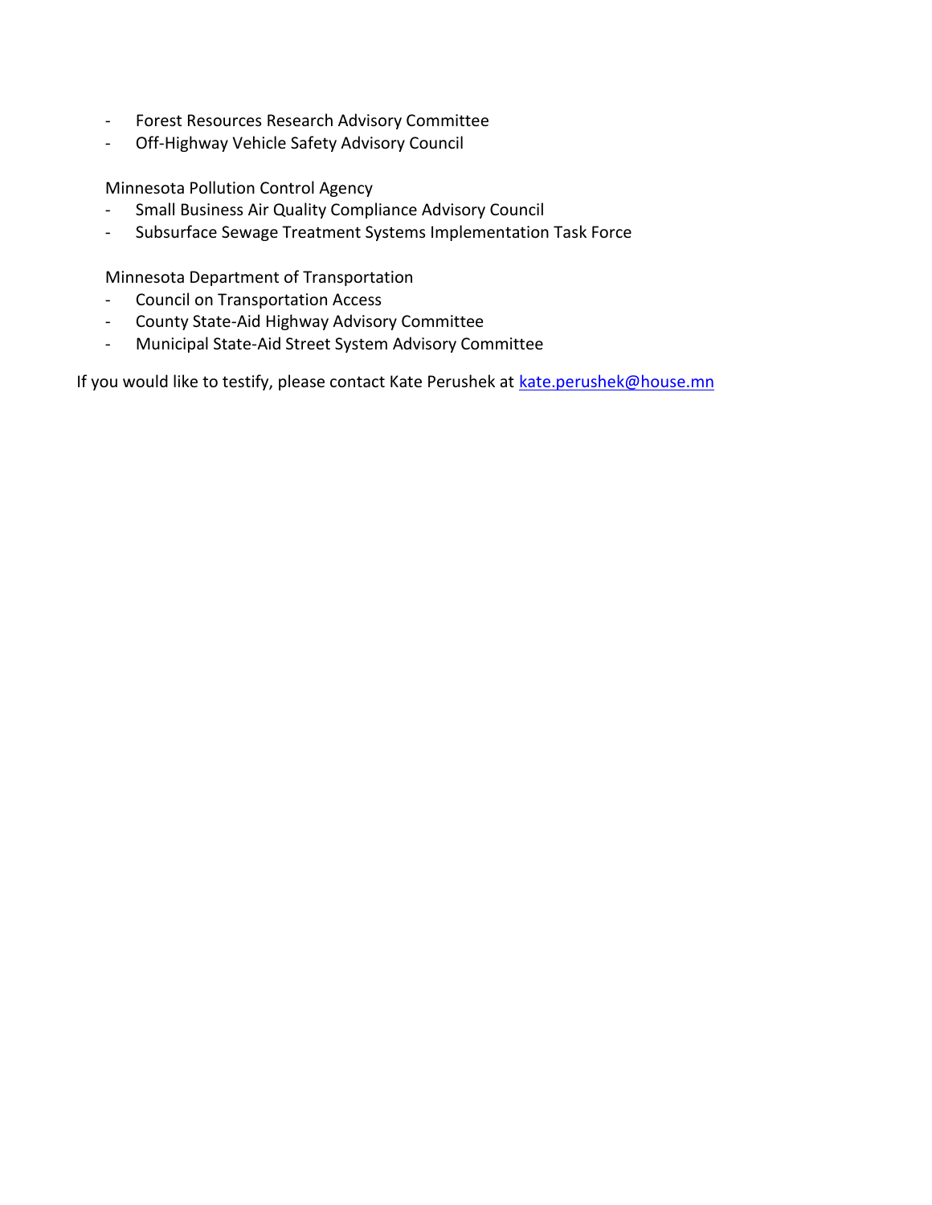- Forest Resources Research Advisory Committee
- Off-Highway Vehicle Safety Advisory Council

Minnesota Pollution Control Agency

- Small Business Air Quality Compliance Advisory Council
- Subsurface Sewage Treatment Systems Implementation Task Force

Minnesota Department of Transportation

- Council on Transportation Access
- County State-Aid Highway Advisory Committee
- Municipal State-Aid Street System Advisory Committee

If you would like to testify, please contact Kate Perushek at kate.perushek@house.mn